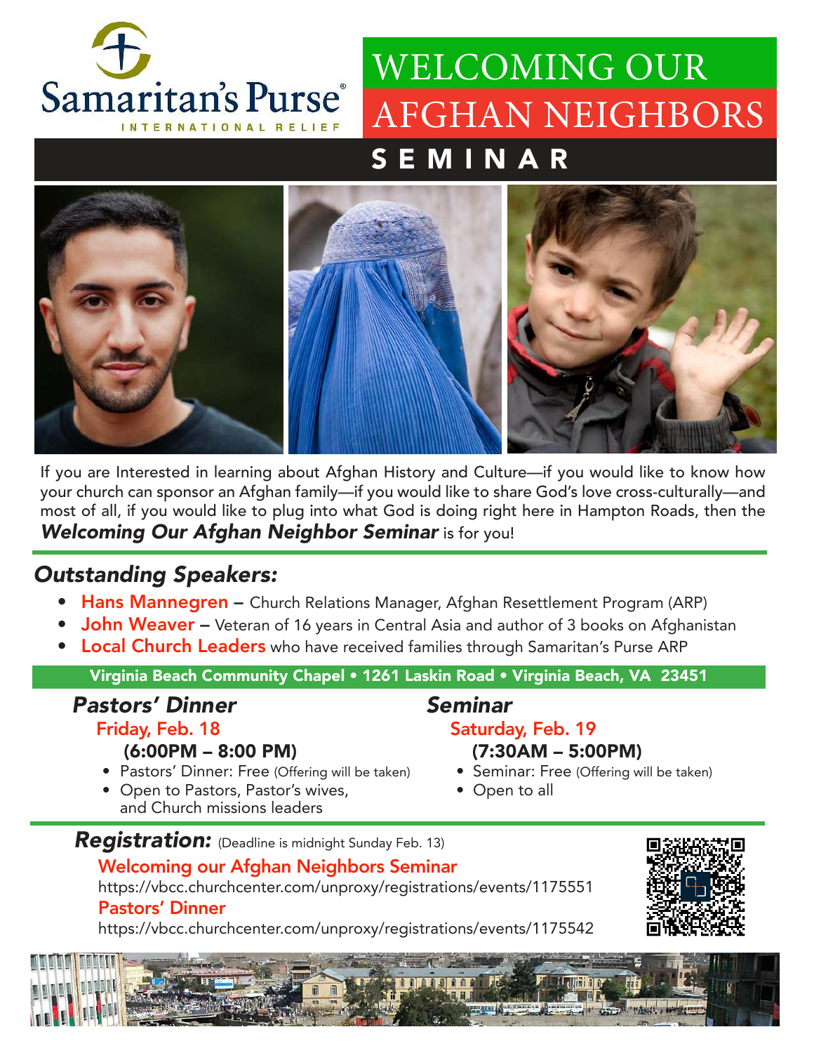Samaritan's Purse®
INTERNATIONAL RELIEF

# WELCOMING OUR AFGHAN NEIGHBORS

## SEMINAR

If you are Interested in learning about Afghan History and Culture—if you would like to know how your church can sponsor an Afghan family—if you would like to share God's love cross-culturally—and most of all, if you would like to plug into what God is doing right here in Hampton Roads, then the ***Welcoming Our Afghan Neighbor Seminar*** is for you!

## *Outstanding Speakers:*

- **Hans Mannegren** – Church Relations Manager, Afghan Resettlement Program (ARP)
- **John Weaver** – Veteran of 16 years in Central Asia and author of 3 books on Afghanistan
- **Local Church Leaders** who have received families through Samaritan's Purse ARP

**Virginia Beach Community Chapel • 1261 Laskin Road • Virginia Beach, VA 23451**

### *Pastors' Dinner*

Friday, Feb. 18

**(6:00PM – 8:00 PM)**

- Pastors' Dinner: Free (Offering will be taken)
- Open to Pastors, Pastor's wives, and Church missions leaders

### *Seminar*

Saturday, Feb. 19

**(7:30AM – 5:00PM)**

- Seminar: Free (Offering will be taken)
- Open to all

## *Registration:* (Deadline is midnight Sunday Feb. 13)

Welcoming our Afghan Neighbors Seminar

https://vbcc.churchcenter.com/unproxy/registrations/events/1175551

Pastors' Dinner

https://vbcc.churchcenter.com/unproxy/registrations/events/1175542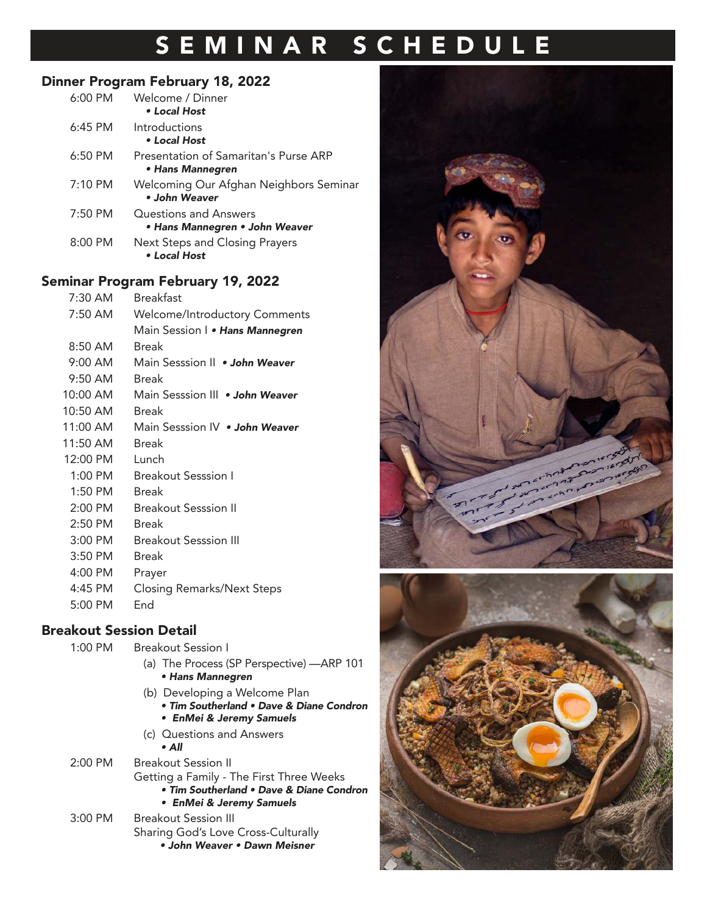# SEMINAR SCHEDULE

## Dinner Program February 18, 2022

| | |
|---|---|
| 6:00 PM | Welcome / Dinner<br>***• Local Host*** |
| 6:45 PM | Introductions<br>***• Local Host*** |
| 6:50 PM | Presentation of Samaritan's Purse ARP<br>***• Hans Mannegren*** |
| 7:10 PM | Welcoming Our Afghan Neighbors Seminar<br>***• John Weaver*** |
| 7:50 PM | Questions and Answers<br>***• Hans Mannegren • John Weaver*** |
| 8:00 PM | Next Steps and Closing Prayers<br>***• Local Host*** |

## Seminar Program February 19, 2022

| | |
|---|---|
| 7:30 AM | Breakfast |
| 7:50 AM | Welcome/Introductory Comments<br>Main Session I ***• Hans Mannegren*** |
| 8:50 AM | Break |
| 9:00 AM | Main Sesssion II ***• John Weaver*** |
| 9:50 AM | Break |
| 10:00 AM | Main Sesssion III ***• John Weaver*** |
| 10:50 AM | Break |
| 11:00 AM | Main Sesssion IV ***• John Weaver*** |
| 11:50 AM | Break |
| 12:00 PM | Lunch |
| 1:00 PM | Breakout Sesssion I |
| 1:50 PM | Break |
| 2:00 PM | Breakout Sesssion II |
| 2:50 PM | Break |
| 3:00 PM | Breakout Sesssion III |
| 3:50 PM | Break |
| 4:00 PM | Prayer |
| 4:45 PM | Closing Remarks/Next Steps |
| 5:00 PM | End |

## Breakout Session Detail

| | |
|---|---|
| 1:00 PM | Breakout Session I<br>(a) The Process (SP Perspective) —ARP 101<br>***• Hans Mannegren***<br>(b) Developing a Welcome Plan<br>***• Tim Southerland • Dave & Diane Condron***<br>***• EnMei & Jeremy Samuels***<br>(c) Questions and Answers<br>***• All*** |
| 2:00 PM | Breakout Session II<br>Getting a Family - The First Three Weeks<br>***• Tim Southerland • Dave & Diane Condron***<br>***• EnMei & Jeremy Samuels*** |
| 3:00 PM | Breakout Session III<br>Sharing God's Love Cross-Culturally<br>***• John Weaver • Dawn Meisner*** |